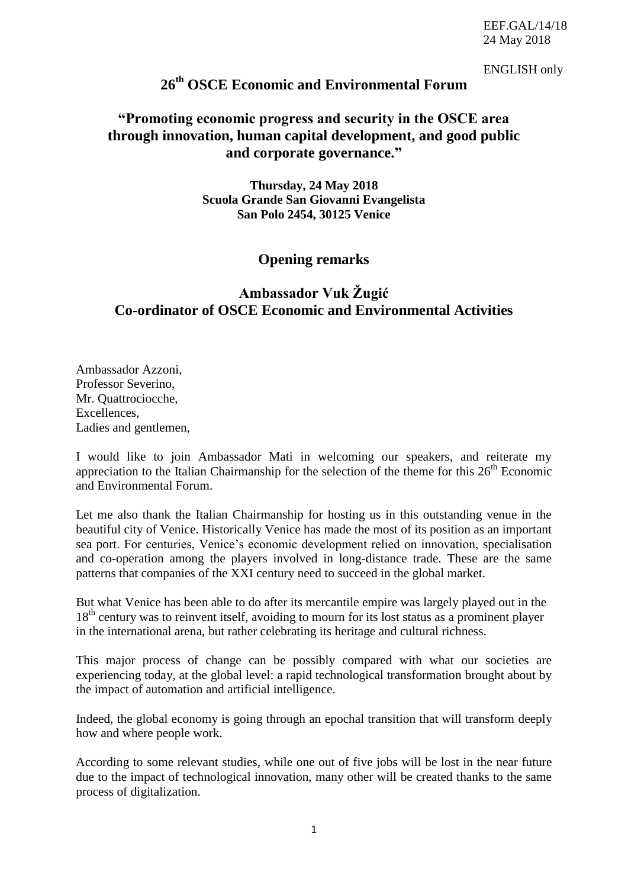EEF.GAL/14/18
24 May 2018

ENGLISH only

# 26th OSCE Economic and Environmental Forum

## "Promoting economic progress and security in the OSCE area through innovation, human capital development, and good public and corporate governance."

**Thursday, 24 May 2018**
**Scuola Grande San Giovanni Evangelista**
**San Polo 2454, 30125 Venice**

## Opening remarks

## Ambassador Vuk Žugić
## Co-ordinator of OSCE Economic and Environmental Activities

Ambassador Azzoni,
Professor Severino,
Mr. Quattrociocche,
Excellences,
Ladies and gentlemen,

I would like to join Ambassador Mati in welcoming our speakers, and reiterate my appreciation to the Italian Chairmanship for the selection of the theme for this 26th Economic and Environmental Forum.

Let me also thank the Italian Chairmanship for hosting us in this outstanding venue in the beautiful city of Venice. Historically Venice has made the most of its position as an important sea port. For centuries, Venice's economic development relied on innovation, specialisation and co-operation among the players involved in long-distance trade. These are the same patterns that companies of the XXI century need to succeed in the global market.

But what Venice has been able to do after its mercantile empire was largely played out in the 18th century was to reinvent itself, avoiding to mourn for its lost status as a prominent player in the international arena, but rather celebrating its heritage and cultural richness.

This major process of change can be possibly compared with what our societies are experiencing today, at the global level: a rapid technological transformation brought about by the impact of automation and artificial intelligence.

Indeed, the global economy is going through an epochal transition that will transform deeply how and where people work.

According to some relevant studies, while one out of five jobs will be lost in the near future due to the impact of technological innovation, many other will be created thanks to the same process of digitalization.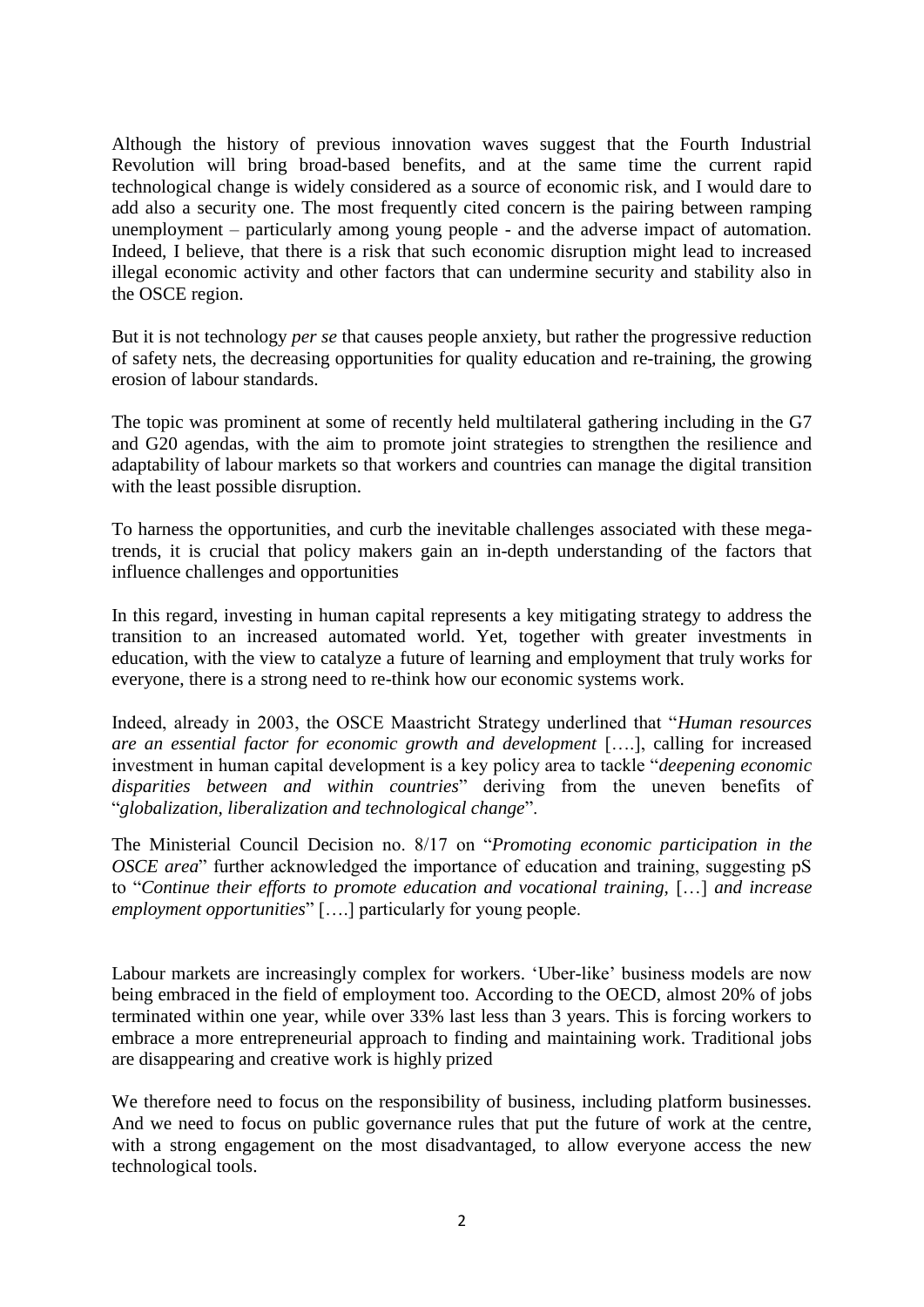Although the history of previous innovation waves suggest that the Fourth Industrial Revolution will bring broad-based benefits, and at the same time the current rapid technological change is widely considered as a source of economic risk, and I would dare to add also a security one. The most frequently cited concern is the pairing between ramping unemployment – particularly among young people - and the adverse impact of automation. Indeed, I believe, that there is a risk that such economic disruption might lead to increased illegal economic activity and other factors that can undermine security and stability also in the OSCE region.

But it is not technology *per se* that causes people anxiety, but rather the progressive reduction of safety nets, the decreasing opportunities for quality education and re-training, the growing erosion of labour standards.

The topic was prominent at some of recently held multilateral gathering including in the G7 and G20 agendas, with the aim to promote joint strategies to strengthen the resilience and adaptability of labour markets so that workers and countries can manage the digital transition with the least possible disruption.

To harness the opportunities, and curb the inevitable challenges associated with these mega-trends, it is crucial that policy makers gain an in-depth understanding of the factors that influence challenges and opportunities

In this regard, investing in human capital represents a key mitigating strategy to address the transition to an increased automated world. Yet, together with greater investments in education, with the view to catalyze a future of learning and employment that truly works for everyone, there is a strong need to re-think how our economic systems work.

Indeed, already in 2003, the OSCE Maastricht Strategy underlined that "*Human resources are an essential factor for economic growth and development* [….], calling for increased investment in human capital development is a key policy area to tackle "*deepening economic disparities between and within countries*" deriving from the uneven benefits of "*globalization, liberalization and technological change*".

The Ministerial Council Decision no. 8/17 on "*Promoting economic participation in the OSCE area*" further acknowledged the importance of education and training, suggesting pS to "*Continue their efforts to promote education and vocational training,* […] *and increase employment opportunities*" [….] particularly for young people.

Labour markets are increasingly complex for workers. 'Uber-like' business models are now being embraced in the field of employment too. According to the OECD, almost 20% of jobs terminated within one year, while over 33% last less than 3 years. This is forcing workers to embrace a more entrepreneurial approach to finding and maintaining work. Traditional jobs are disappearing and creative work is highly prized

We therefore need to focus on the responsibility of business, including platform businesses. And we need to focus on public governance rules that put the future of work at the centre, with a strong engagement on the most disadvantaged, to allow everyone access the new technological tools.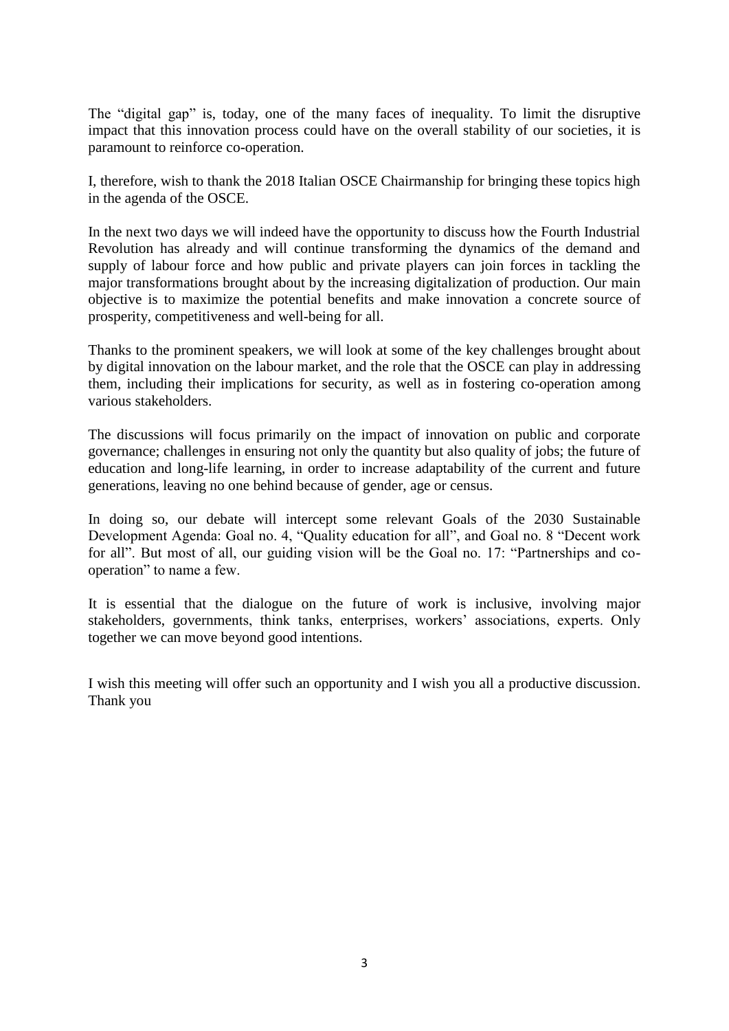The “digital gap” is, today, one of the many faces of inequality. To limit the disruptive impact that this innovation process could have on the overall stability of our societies, it is paramount to reinforce co-operation.

I, therefore, wish to thank the 2018 Italian OSCE Chairmanship for bringing these topics high in the agenda of the OSCE.

In the next two days we will indeed have the opportunity to discuss how the Fourth Industrial Revolution has already and will continue transforming the dynamics of the demand and supply of labour force and how public and private players can join forces in tackling the major transformations brought about by the increasing digitalization of production. Our main objective is to maximize the potential benefits and make innovation a concrete source of prosperity, competitiveness and well-being for all.

Thanks to the prominent speakers, we will look at some of the key challenges brought about by digital innovation on the labour market, and the role that the OSCE can play in addressing them, including their implications for security, as well as in fostering co-operation among various stakeholders.

The discussions will focus primarily on the impact of innovation on public and corporate governance; challenges in ensuring not only the quantity but also quality of jobs; the future of education and long-life learning, in order to increase adaptability of the current and future generations, leaving no one behind because of gender, age or census.

In doing so, our debate will intercept some relevant Goals of the 2030 Sustainable Development Agenda: Goal no. 4, “Quality education for all”, and Goal no. 8 “Decent work for all”. But most of all, our guiding vision will be the Goal no. 17: “Partnerships and co-operation” to name a few.

It is essential that the dialogue on the future of work is inclusive, involving major stakeholders, governments, think tanks, enterprises, workers’ associations, experts. Only together we can move beyond good intentions.

I wish this meeting will offer such an opportunity and I wish you all a productive discussion. Thank you